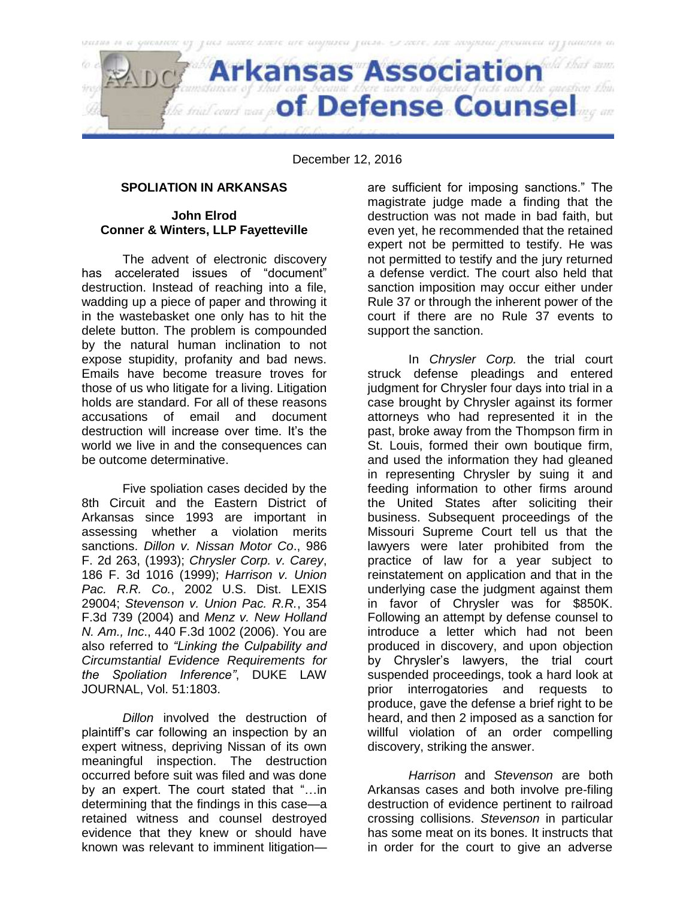# Arkansas Association of Defense Counsel

December 12, 2016

## SPOLIATION IN ARKANSAS

**John Elrod**
**Conner & Winters, LLP Fayetteville**

The advent of electronic discovery has accelerated issues of "document" destruction. Instead of reaching into a file, wadding up a piece of paper and throwing it in the wastebasket one only has to hit the delete button. The problem is compounded by the natural human inclination to not expose stupidity, profanity and bad news. Emails have become treasure troves for those of us who litigate for a living. Litigation holds are standard. For all of these reasons accusations of email and document destruction will increase over time. It's the world we live in and the consequences can be outcome determinative.

Five spoliation cases decided by the 8th Circuit and the Eastern District of Arkansas since 1993 are important in assessing whether a violation merits sanctions. *Dillon v. Nissan Motor Co*., 986 F. 2d 263, (1993); *Chrysler Corp. v. Carey*, 186 F. 3d 1016 (1999); *Harrison v. Union Pac. R.R. Co.*, 2002 U.S. Dist. LEXIS 29004; *Stevenson v. Union Pac. R.R.*, 354 F.3d 739 (2004) and *Menz v. New Holland N. Am., Inc*., 440 F.3d 1002 (2006). You are also referred to *"Linking the Culpability and Circumstantial Evidence Requirements for the Spoliation Inference"*, DUKE LAW JOURNAL, Vol. 51:1803.

*Dillon* involved the destruction of plaintiff's car following an inspection by an expert witness, depriving Nissan of its own meaningful inspection. The destruction occurred before suit was filed and was done by an expert. The court stated that "…in determining that the findings in this case—a retained witness and counsel destroyed evidence that they knew or should have known was relevant to imminent litigation—are sufficient for imposing sanctions." The magistrate judge made a finding that the destruction was not made in bad faith, but even yet, he recommended that the retained expert not be permitted to testify. He was not permitted to testify and the jury returned a defense verdict. The court also held that sanction imposition may occur either under Rule 37 or through the inherent power of the court if there are no Rule 37 events to support the sanction.

In *Chrysler Corp.* the trial court struck defense pleadings and entered judgment for Chrysler four days into trial in a case brought by Chrysler against its former attorneys who had represented it in the past, broke away from the Thompson firm in St. Louis, formed their own boutique firm, and used the information they had gleaned in representing Chrysler by suing it and feeding information to other firms around the United States after soliciting their business. Subsequent proceedings of the Missouri Supreme Court tell us that the lawyers were later prohibited from the practice of law for a year subject to reinstatement on application and that in the underlying case the judgment against them in favor of Chrysler was for $850K. Following an attempt by defense counsel to introduce a letter which had not been produced in discovery, and upon objection by Chrysler's lawyers, the trial court suspended proceedings, took a hard look at prior interrogatories and requests to produce, gave the defense a brief right to be heard, and then 2 imposed as a sanction for willful violation of an order compelling discovery, striking the answer.

*Harrison* and *Stevenson* are both Arkansas cases and both involve pre-filing destruction of evidence pertinent to railroad crossing collisions. *Stevenson* in particular has some meat on its bones. It instructs that in order for the court to give an adverse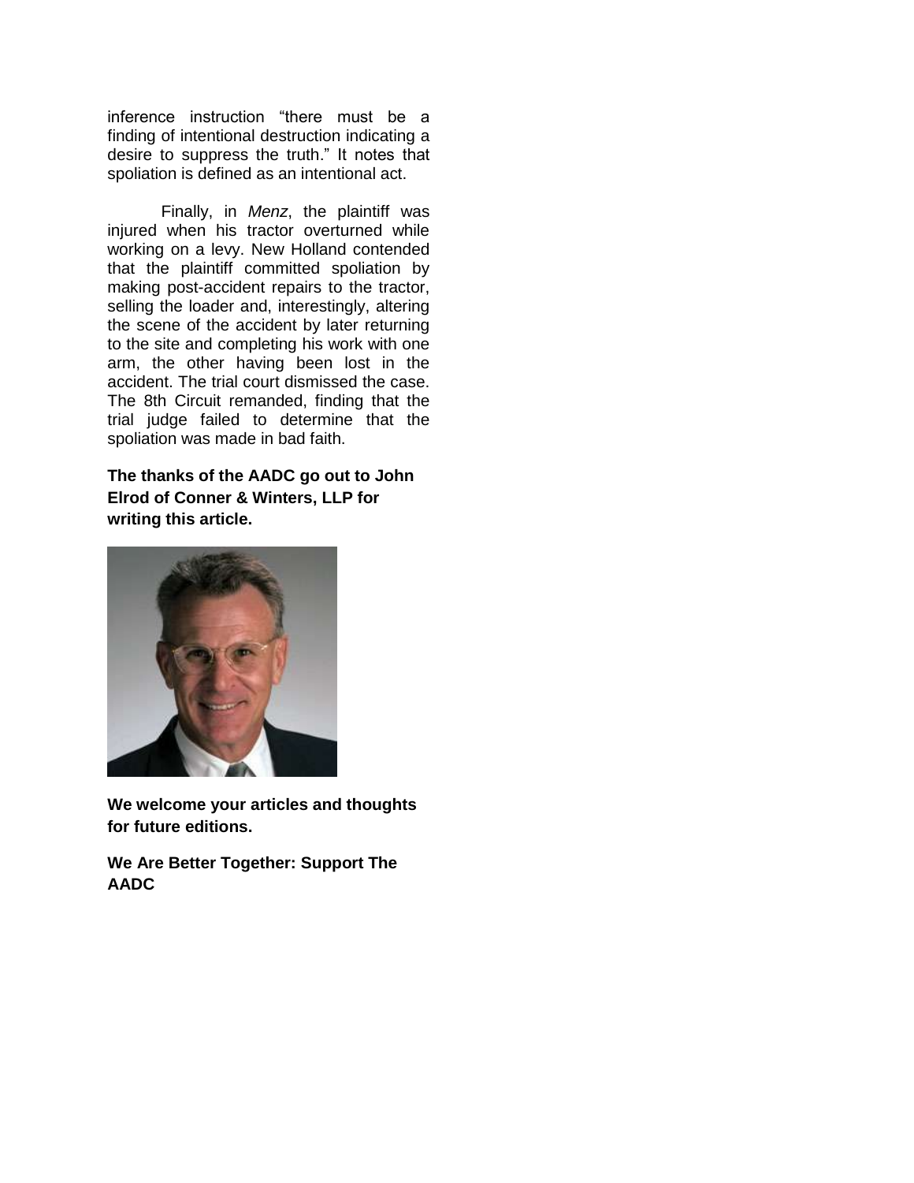inference instruction "there must be a finding of intentional destruction indicating a desire to suppress the truth." It notes that spoliation is defined as an intentional act.

Finally, in *Menz*, the plaintiff was injured when his tractor overturned while working on a levy. New Holland contended that the plaintiff committed spoliation by making post-accident repairs to the tractor, selling the loader and, interestingly, altering the scene of the accident by later returning to the site and completing his work with one arm, the other having been lost in the accident. The trial court dismissed the case. The 8th Circuit remanded, finding that the trial judge failed to determine that the spoliation was made in bad faith.

**The thanks of the AADC go out to John Elrod of Conner & Winters, LLP for writing this article.**

**We welcome your articles and thoughts for future editions.**

**We Are Better Together: Support The AADC**